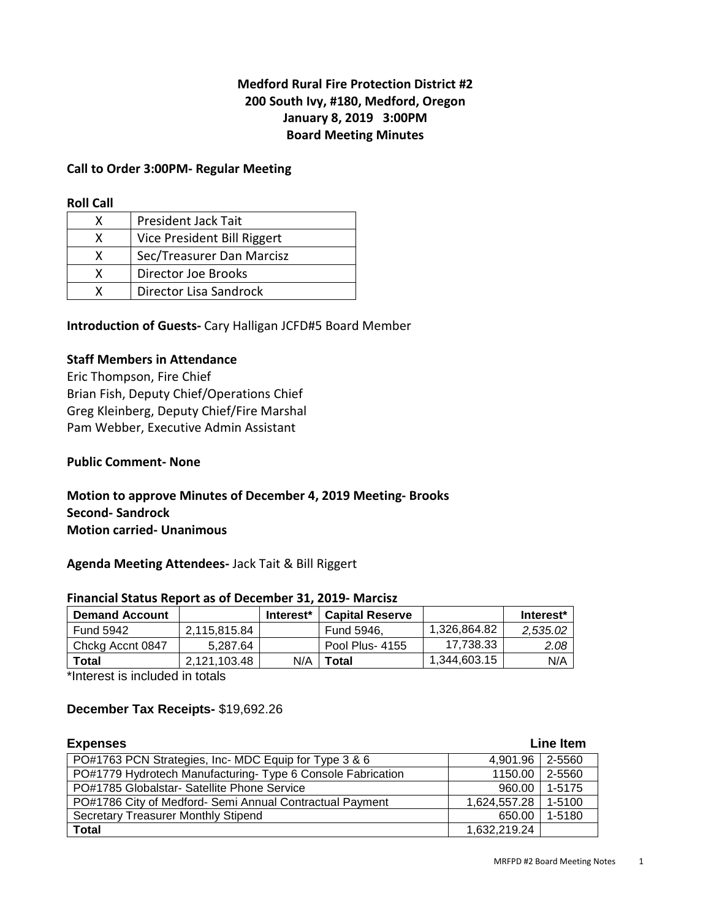**Medford Rural Fire Protection District #2**
**200 South Ivy, #180, Medford, Oregon**
**January 8, 2019 3:00PM**
**Board Meeting Minutes**

**Call to Order 3:00PM- Regular Meeting**

**Roll Call**

| | |
|---|---|
| X | President Jack Tait |
| X | Vice President Bill Riggert |
| X | Sec/Treasurer Dan Marcisz |
| X | Director Joe Brooks |
| X | Director Lisa Sandrock |

**Introduction of Guests-** Cary Halligan JCFD#5 Board Member

**Staff Members in Attendance**
Eric Thompson, Fire Chief
Brian Fish, Deputy Chief/Operations Chief
Greg Kleinberg, Deputy Chief/Fire Marshal
Pam Webber, Executive Admin Assistant

**Public Comment- None**

**Motion to approve Minutes of December 4, 2019 Meeting- Brooks**
**Second- Sandrock**
**Motion carried- Unanimous**

**Agenda Meeting Attendees-** Jack Tait & Bill Riggert

**Financial Status Report as of December 31, 2019- Marcisz**

| Demand Account | | Interest* | Capital Reserve | | Interest* |
|---|---|---|---|---|---|
| Fund 5942 | 2,115,815.84 | | Fund 5946, | 1,326,864.82 | *2,535.02* |
| Chckg Accnt 0847 | 5,287.64 | | Pool Plus- 4155 | 17,738.33 | *2.08* |
| **Total** | 2,121,103.48 | N/A | **Total** | 1,344,603.15 | N/A |

*Interest is included in totals

**December Tax Receipts-** $19,692.26

| **Expenses** | | **Line Item** |
|---|---|---|
| PO#1763 PCN Strategies, Inc- MDC Equip for Type 3 & 6 | 4,901.96 | 2-5560 |
| PO#1779 Hydrotech Manufacturing- Type 6 Console Fabrication | 1150.00 | 2-5560 |
| PO#1785 Globalstar- Satellite Phone Service | 960.00 | 1-5175 |
| PO#1786 City of Medford- Semi Annual Contractual Payment | 1,624,557.28 | 1-5100 |
| Secretary Treasurer Monthly Stipend | 650.00 | 1-5180 |
| **Total** | 1,632,219.24 | |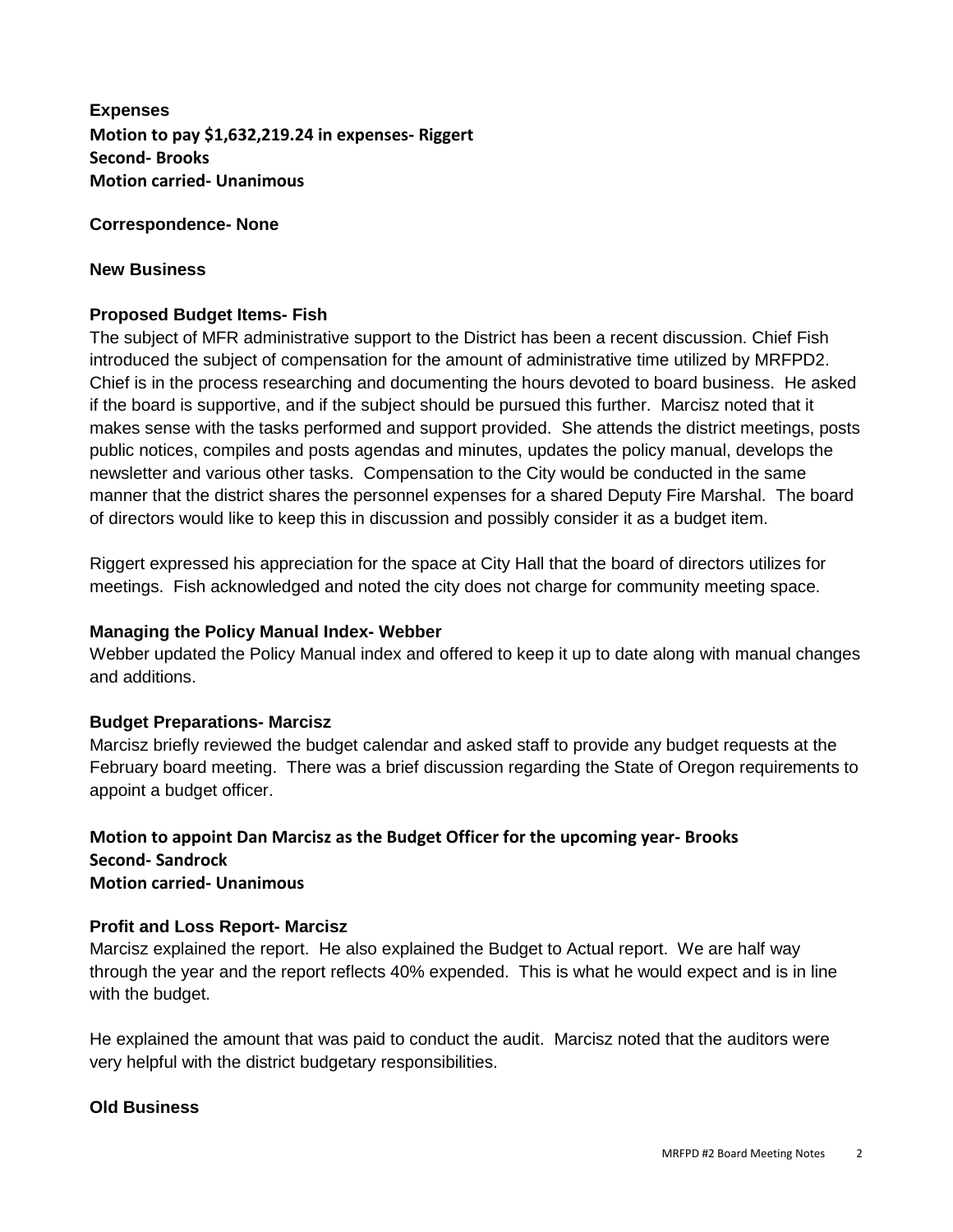**Expenses**

**Motion to pay $1,632,219.24 in expenses- Riggert**
**Second- Brooks**
**Motion carried- Unanimous**

**Correspondence- None**

**New Business**

**Proposed Budget Items- Fish**

The subject of MFR administrative support to the District has been a recent discussion. Chief Fish introduced the subject of compensation for the amount of administrative time utilized by MRFPD2. Chief is in the process researching and documenting the hours devoted to board business. He asked if the board is supportive, and if the subject should be pursued this further. Marcisz noted that it makes sense with the tasks performed and support provided. She attends the district meetings, posts public notices, compiles and posts agendas and minutes, updates the policy manual, develops the newsletter and various other tasks. Compensation to the City would be conducted in the same manner that the district shares the personnel expenses for a shared Deputy Fire Marshal. The board of directors would like to keep this in discussion and possibly consider it as a budget item.

Riggert expressed his appreciation for the space at City Hall that the board of directors utilizes for meetings. Fish acknowledged and noted the city does not charge for community meeting space.

**Managing the Policy Manual Index- Webber**

Webber updated the Policy Manual index and offered to keep it up to date along with manual changes and additions.

**Budget Preparations- Marcisz**

Marcisz briefly reviewed the budget calendar and asked staff to provide any budget requests at the February board meeting. There was a brief discussion regarding the State of Oregon requirements to appoint a budget officer.

**Motion to appoint Dan Marcisz as the Budget Officer for the upcoming year- Brooks**
**Second- Sandrock**
**Motion carried- Unanimous**

**Profit and Loss Report- Marcisz**

Marcisz explained the report. He also explained the Budget to Actual report. We are half way through the year and the report reflects 40% expended. This is what he would expect and is in line with the budget.

He explained the amount that was paid to conduct the audit. Marcisz noted that the auditors were very helpful with the district budgetary responsibilities.

**Old Business**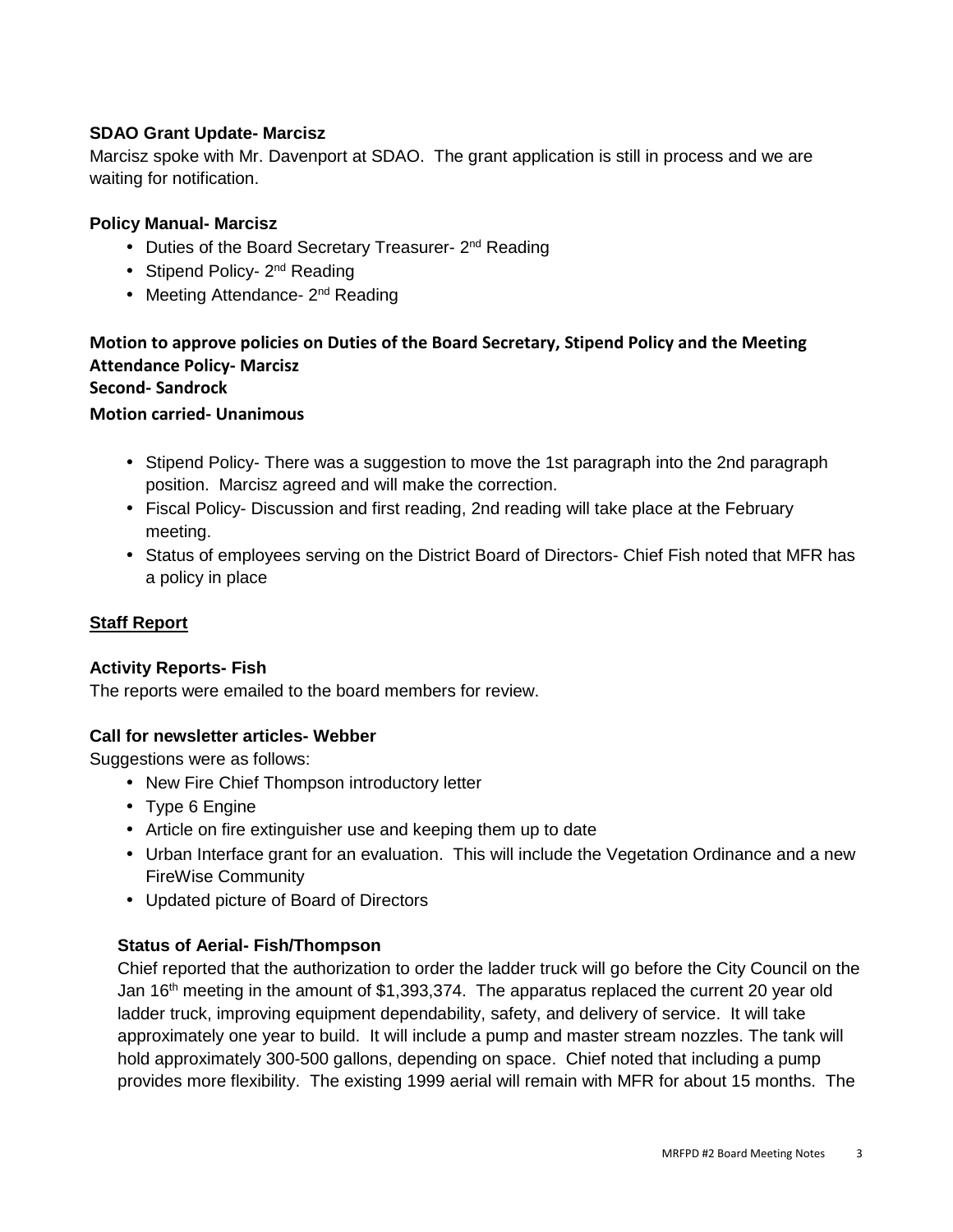**SDAO Grant Update- Marcisz**

Marcisz spoke with Mr. Davenport at SDAO. The grant application is still in process and we are waiting for notification.

**Policy Manual- Marcisz**

- Duties of the Board Secretary Treasurer- 2nd Reading
- Stipend Policy- 2nd Reading
- Meeting Attendance- 2nd Reading

**Motion to approve policies on Duties of the Board Secretary, Stipend Policy and the Meeting Attendance Policy- Marcisz**
**Second- Sandrock**
**Motion carried- Unanimous**

- Stipend Policy- There was a suggestion to move the 1st paragraph into the 2nd paragraph position. Marcisz agreed and will make the correction.
- Fiscal Policy- Discussion and first reading, 2nd reading will take place at the February meeting.
- Status of employees serving on the District Board of Directors- Chief Fish noted that MFR has a policy in place

## Staff Report

**Activity Reports- Fish**

The reports were emailed to the board members for review.

**Call for newsletter articles- Webber**

Suggestions were as follows:

- New Fire Chief Thompson introductory letter
- Type 6 Engine
- Article on fire extinguisher use and keeping them up to date
- Urban Interface grant for an evaluation. This will include the Vegetation Ordinance and a new FireWise Community
- Updated picture of Board of Directors

**Status of Aerial- Fish/Thompson**

Chief reported that the authorization to order the ladder truck will go before the City Council on the Jan 16th meeting in the amount of $1,393,374. The apparatus replaced the current 20 year old ladder truck, improving equipment dependability, safety, and delivery of service. It will take approximately one year to build. It will include a pump and master stream nozzles. The tank will hold approximately 300-500 gallons, depending on space. Chief noted that including a pump provides more flexibility. The existing 1999 aerial will remain with MFR for about 15 months. The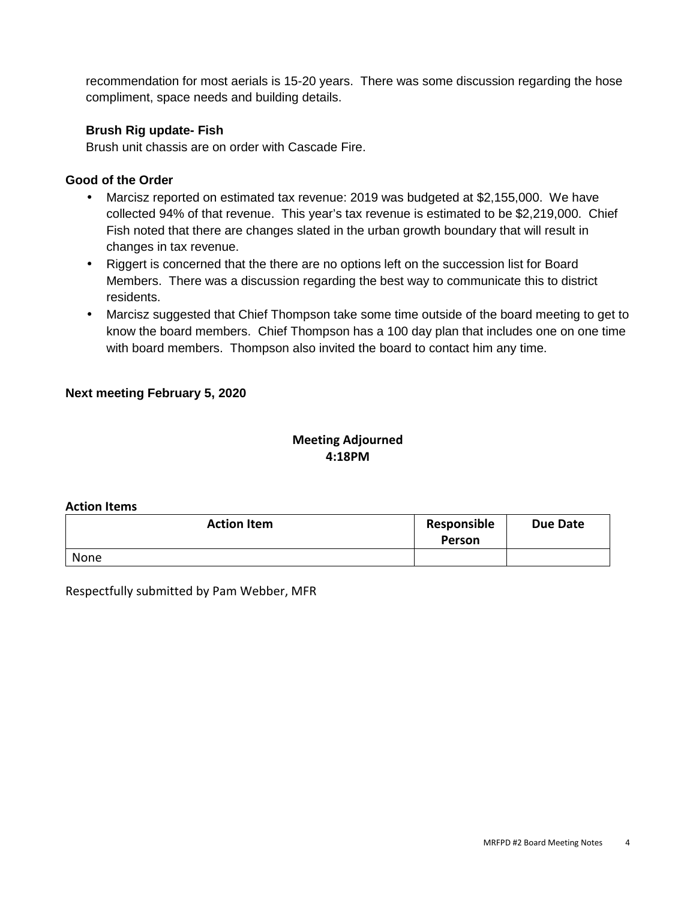recommendation for most aerials is 15-20 years. There was some discussion regarding the hose compliment, space needs and building details.

**Brush Rig update- Fish**

Brush unit chassis are on order with Cascade Fire.

**Good of the Order**

- Marcisz reported on estimated tax revenue: 2019 was budgeted at $2,155,000. We have collected 94% of that revenue. This year's tax revenue is estimated to be $2,219,000. Chief Fish noted that there are changes slated in the urban growth boundary that will result in changes in tax revenue.
- Riggert is concerned that the there are no options left on the succession list for Board Members. There was a discussion regarding the best way to communicate this to district residents.
- Marcisz suggested that Chief Thompson take some time outside of the board meeting to get to know the board members. Chief Thompson has a 100 day plan that includes one on one time with board members. Thompson also invited the board to contact him any time.

**Next meeting February 5, 2020**

**Meeting Adjourned**
**4:18PM**

**Action Items**

| Action Item | Responsible Person | Due Date |
|---|---|---|
| None | | |

Respectfully submitted by Pam Webber, MFR